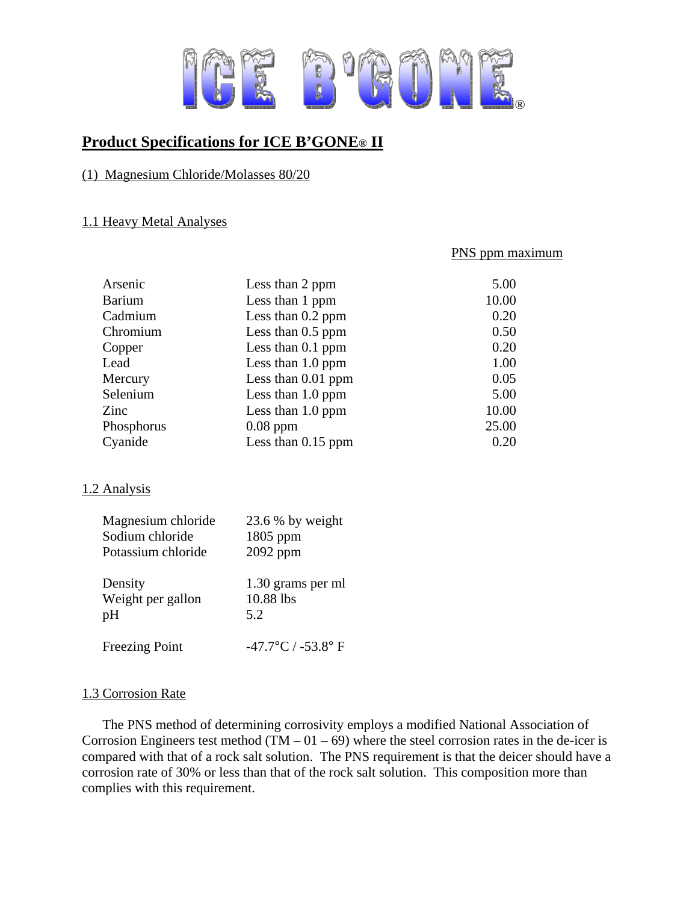# ICE B'GONE®

## Product Specifications for ICE B'GONE® II

### (1) Magnesium Chloride/Molasses 80/20

#### 1.1 Heavy Metal Analyses

| | | PNS ppm maximum |
|---|---|---|
| Arsenic | Less than 2 ppm | 5.00 |
| Barium | Less than 1 ppm | 10.00 |
| Cadmium | Less than 0.2 ppm | 0.20 |
| Chromium | Less than 0.5 ppm | 0.50 |
| Copper | Less than 0.1 ppm | 0.20 |
| Lead | Less than 1.0 ppm | 1.00 |
| Mercury | Less than 0.01 ppm | 0.05 |
| Selenium | Less than 1.0 ppm | 5.00 |
| Zinc | Less than 1.0 ppm | 10.00 |
| Phosphorus | 0.08 ppm | 25.00 |
| Cyanide | Less than 0.15 ppm | 0.20 |

#### 1.2 Analysis

| | |
|---|---|
| Magnesium chloride | 23.6 % by weight |
| Sodium chloride | 1805 ppm |
| Potassium chloride | 2092 ppm |
| Density | 1.30 grams per ml |
| Weight per gallon | 10.88 lbs |
| pH | 5.2 |
| Freezing Point | -47.7°C / -53.8° F |

#### 1.3 Corrosion Rate

The PNS method of determining corrosivity employs a modified National Association of Corrosion Engineers test method (TM – 01 – 69) where the steel corrosion rates in the de-icer is compared with that of a rock salt solution. The PNS requirement is that the deicer should have a corrosion rate of 30% or less than that of the rock salt solution. This composition more than complies with this requirement.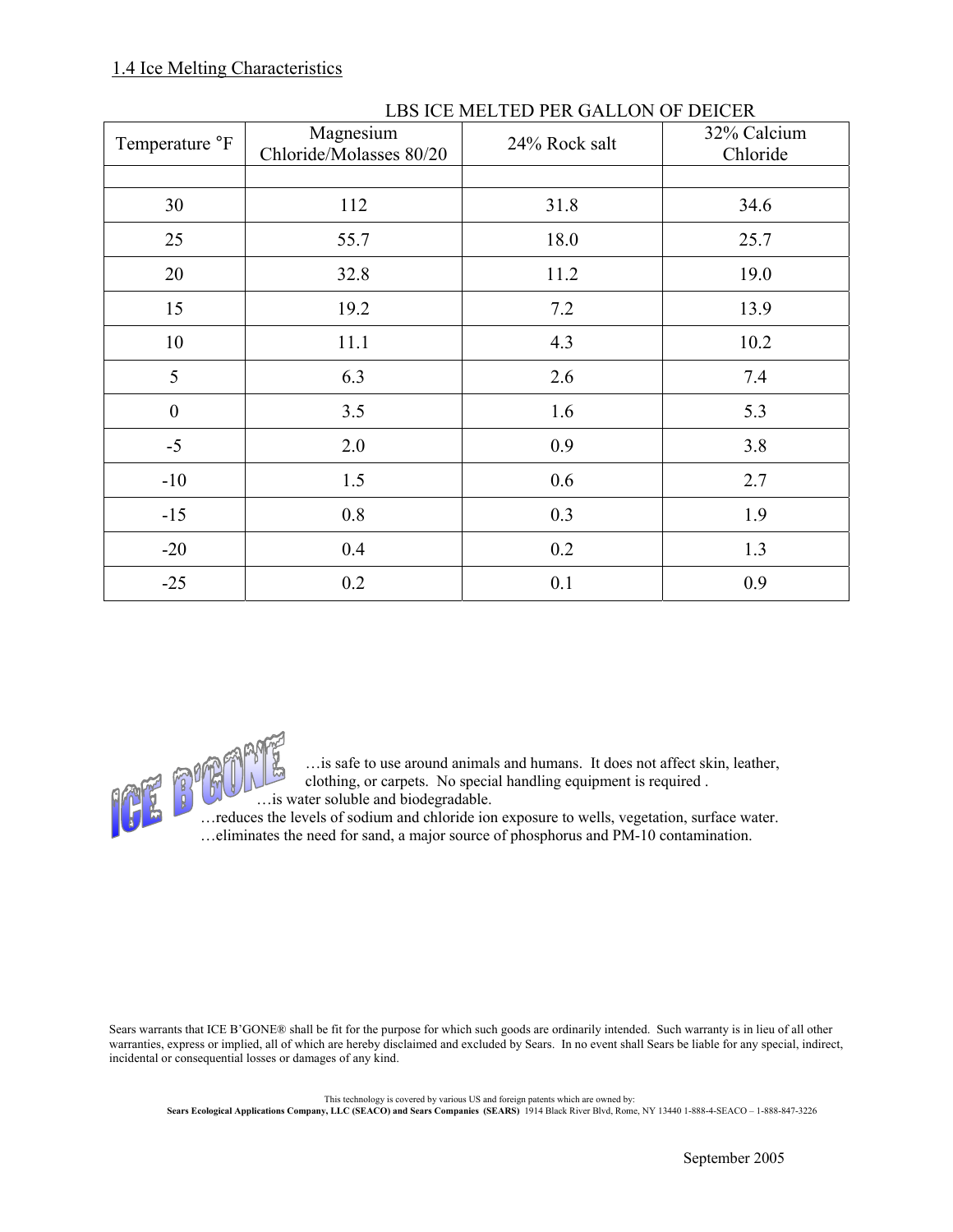1.4 Ice Melting Characteristics

LBS ICE MELTED PER GALLON OF DEICER

| Temperature °F | Magnesium Chloride/Molasses 80/20 | 24% Rock salt | 32% Calcium Chloride |
|---|---|---|---|
| | | | |
| 30 | 112 | 31.8 | 34.6 |
| 25 | 55.7 | 18.0 | 25.7 |
| 20 | 32.8 | 11.2 | 19.0 |
| 15 | 19.2 | 7.2 | 13.9 |
| 10 | 11.1 | 4.3 | 10.2 |
| 5 | 6.3 | 2.6 | 7.4 |
| 0 | 3.5 | 1.6 | 5.3 |
| -5 | 2.0 | 0.9 | 3.8 |
| -10 | 1.5 | 0.6 | 2.7 |
| -15 | 0.8 | 0.3 | 1.9 |
| -20 | 0.4 | 0.2 | 1.3 |
| -25 | 0.2 | 0.1 | 0.9 |

ICE B'GONE

…is safe to use around animals and humans. It does not affect skin, leather, clothing, or carpets. No special handling equipment is required .

…is water soluble and biodegradable.

…reduces the levels of sodium and chloride ion exposure to wells, vegetation, surface water.

…eliminates the need for sand, a major source of phosphorus and PM-10 contamination.

Sears warrants that ICE B'GONE® shall be fit for the purpose for which such goods are ordinarily intended. Such warranty is in lieu of all other warranties, express or implied, all of which are hereby disclaimed and excluded by Sears. In no event shall Sears be liable for any special, indirect, incidental or consequential losses or damages of any kind.

This technology is covered by various US and foreign patents which are owned by:
**Sears Ecological Applications Company, LLC (SEACO) and Sears Companies (SEARS)** 1914 Black River Blvd, Rome, NY 13440 1-888-4-SEACO – 1-888-847-3226

September 2005